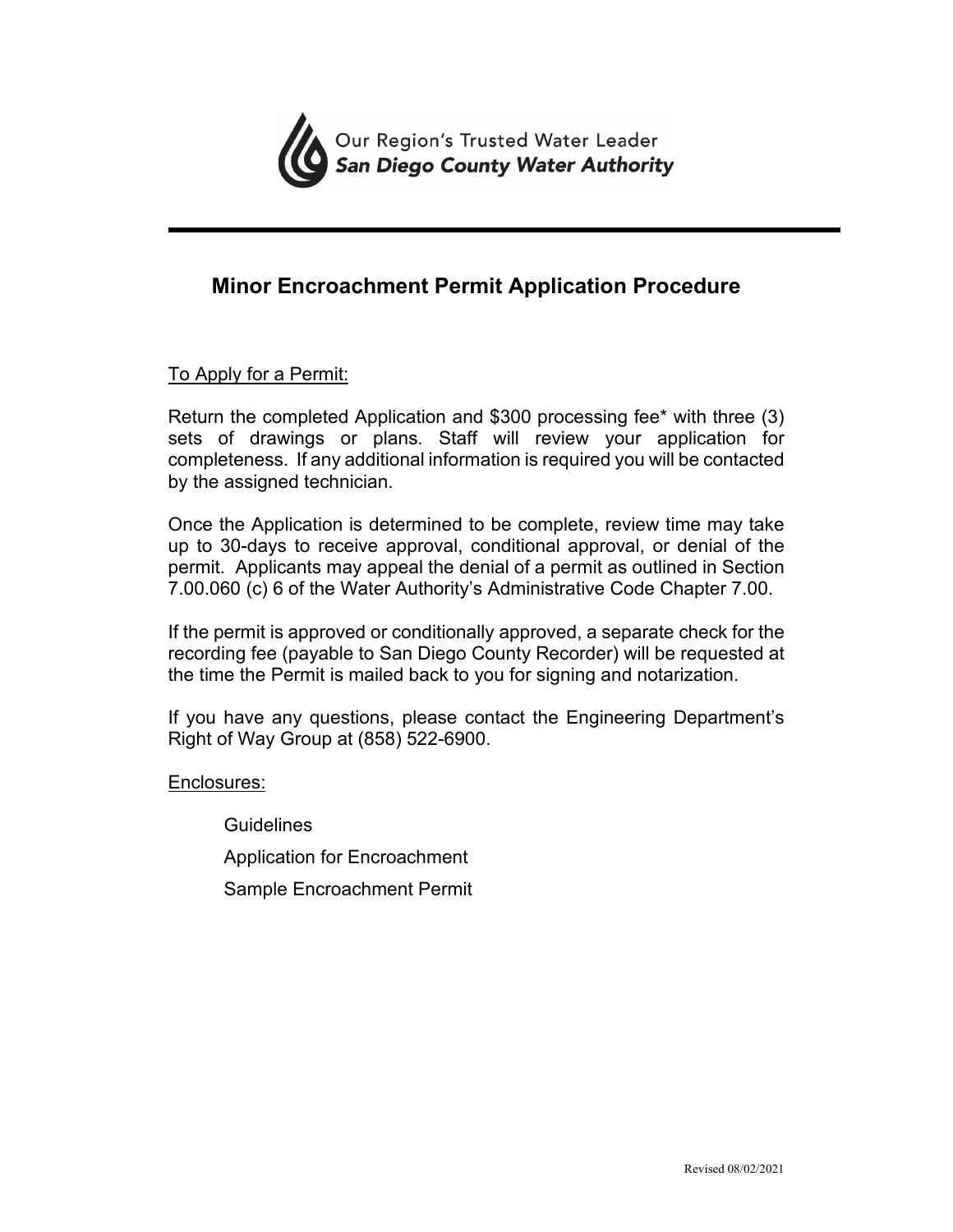Our Region's Trusted Water Leader
**San Diego County Water Authority**

---

## Minor Encroachment Permit Application Procedure

<u>To Apply for a Permit:</u>

Return the completed Application and $300 processing fee* with three (3) sets of drawings or plans. Staff will review your application for completeness. If any additional information is required you will be contacted by the assigned technician.

Once the Application is determined to be complete, review time may take up to 30-days to receive approval, conditional approval, or denial of the permit. Applicants may appeal the denial of a permit as outlined in Section 7.00.060 (c) 6 of the Water Authority's Administrative Code Chapter 7.00.

If the permit is approved or conditionally approved, a separate check for the recording fee (payable to San Diego County Recorder) will be requested at the time the Permit is mailed back to you for signing and notarization.

If you have any questions, please contact the Engineering Department's Right of Way Group at (858) 522-6900.

<u>Enclosures:</u>

- Guidelines
- Application for Encroachment
- Sample Encroachment Permit

Revised 08/02/2021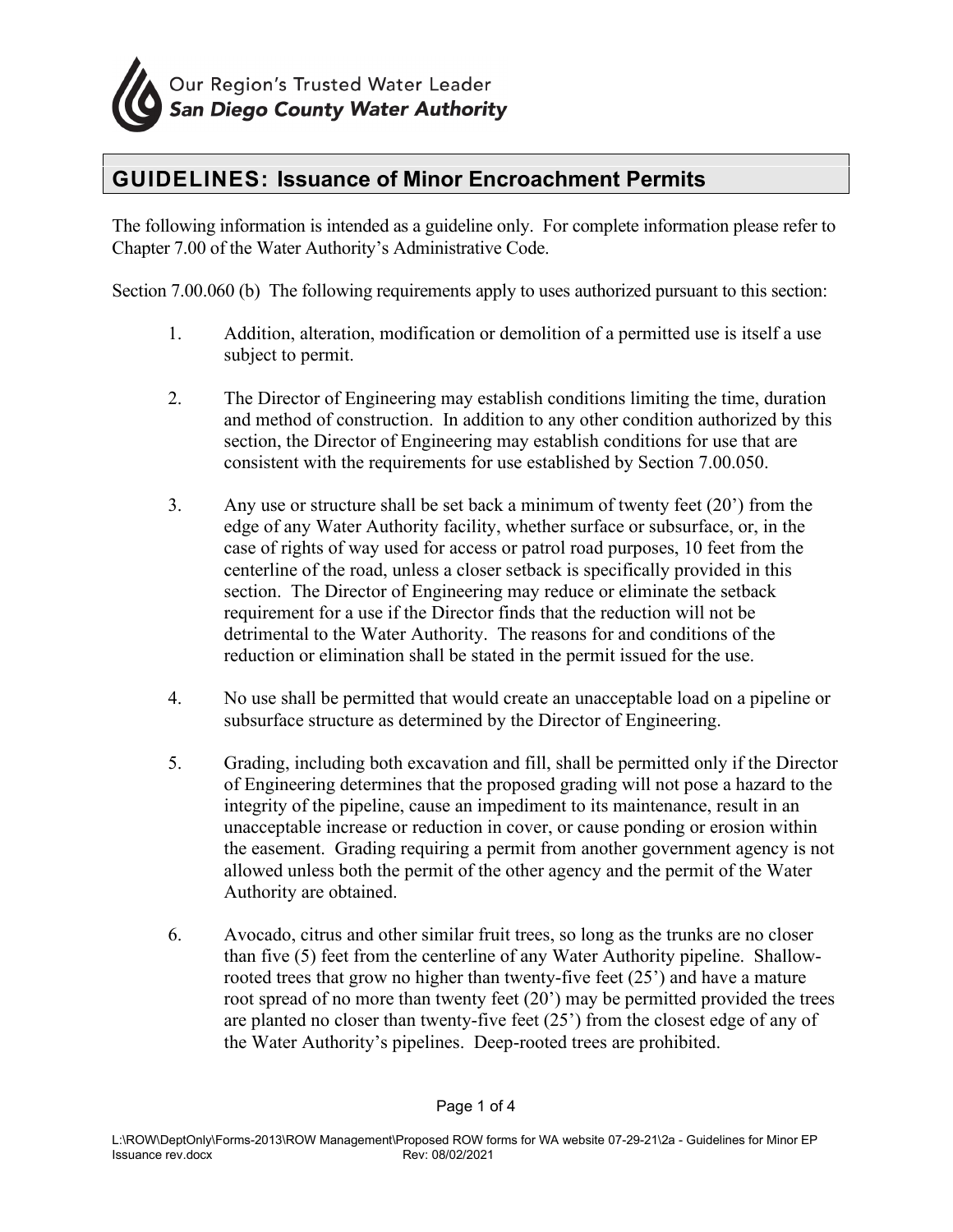Our Region's Trusted Water Leader
***San Diego County Water Authority***

## GUIDELINES: Issuance of Minor Encroachment Permits

The following information is intended as a guideline only. For complete information please refer to Chapter 7.00 of the Water Authority's Administrative Code.

Section 7.00.060 (b) The following requirements apply to uses authorized pursuant to this section:

1. Addition, alteration, modification or demolition of a permitted use is itself a use subject to permit.

2. The Director of Engineering may establish conditions limiting the time, duration and method of construction. In addition to any other condition authorized by this section, the Director of Engineering may establish conditions for use that are consistent with the requirements for use established by Section 7.00.050.

3. Any use or structure shall be set back a minimum of twenty feet (20') from the edge of any Water Authority facility, whether surface or subsurface, or, in the case of rights of way used for access or patrol road purposes, 10 feet from the centerline of the road, unless a closer setback is specifically provided in this section. The Director of Engineering may reduce or eliminate the setback requirement for a use if the Director finds that the reduction will not be detrimental to the Water Authority. The reasons for and conditions of the reduction or elimination shall be stated in the permit issued for the use.

4. No use shall be permitted that would create an unacceptable load on a pipeline or subsurface structure as determined by the Director of Engineering.

5. Grading, including both excavation and fill, shall be permitted only if the Director of Engineering determines that the proposed grading will not pose a hazard to the integrity of the pipeline, cause an impediment to its maintenance, result in an unacceptable increase or reduction in cover, or cause ponding or erosion within the easement. Grading requiring a permit from another government agency is not allowed unless both the permit of the other agency and the permit of the Water Authority are obtained.

6. Avocado, citrus and other similar fruit trees, so long as the trunks are no closer than five (5) feet from the centerline of any Water Authority pipeline. Shallow-rooted trees that grow no higher than twenty-five feet (25') and have a mature root spread of no more than twenty feet (20') may be permitted provided the trees are planted no closer than twenty-five feet (25') from the closest edge of any of the Water Authority's pipelines. Deep-rooted trees are prohibited.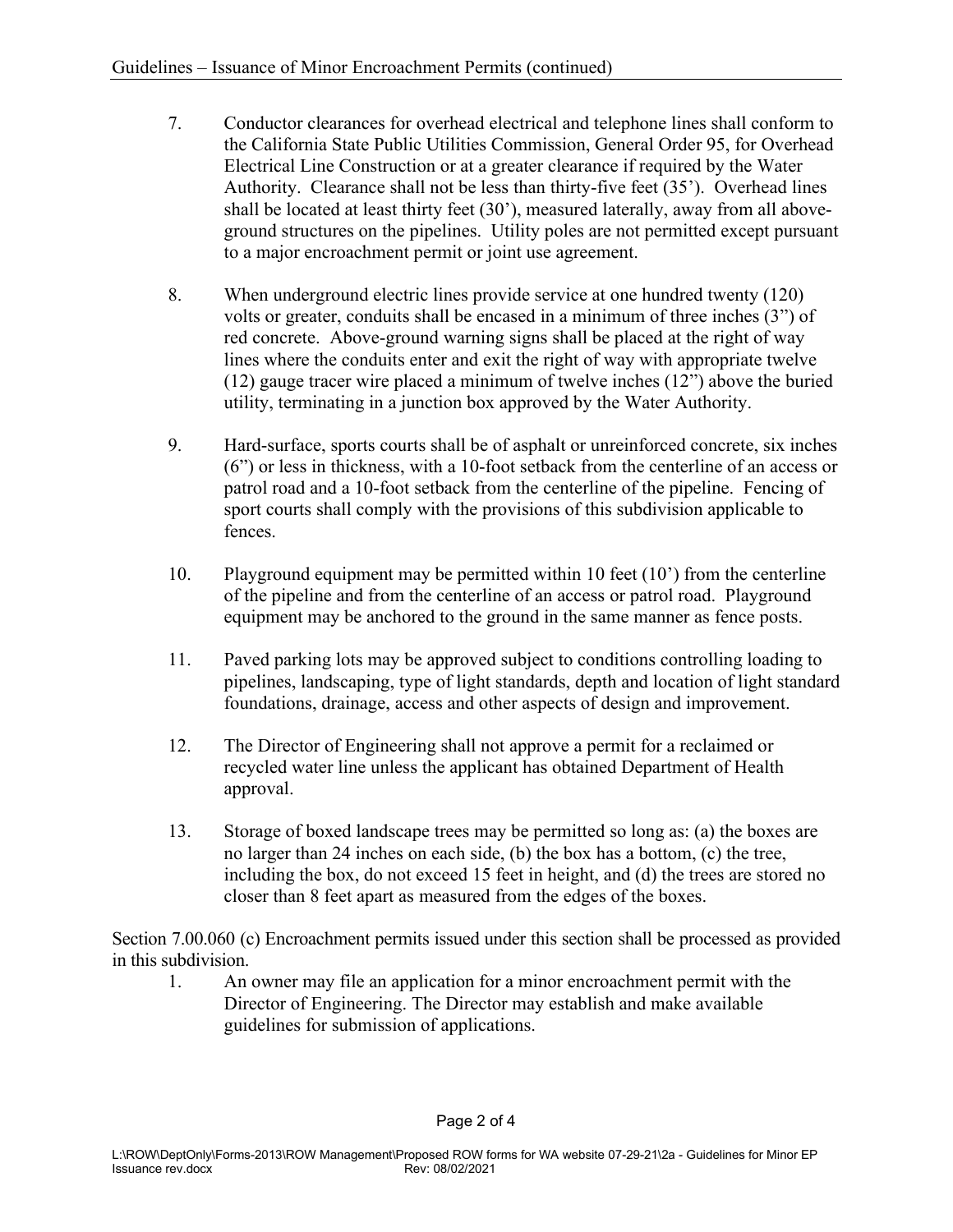7. Conductor clearances for overhead electrical and telephone lines shall conform to the California State Public Utilities Commission, General Order 95, for Overhead Electrical Line Construction or at a greater clearance if required by the Water Authority. Clearance shall not be less than thirty-five feet (35'). Overhead lines shall be located at least thirty feet (30'), measured laterally, away from all above-ground structures on the pipelines. Utility poles are not permitted except pursuant to a major encroachment permit or joint use agreement.

8. When underground electric lines provide service at one hundred twenty (120) volts or greater, conduits shall be encased in a minimum of three inches (3") of red concrete. Above-ground warning signs shall be placed at the right of way lines where the conduits enter and exit the right of way with appropriate twelve (12) gauge tracer wire placed a minimum of twelve inches (12") above the buried utility, terminating in a junction box approved by the Water Authority.

9. Hard-surface, sports courts shall be of asphalt or unreinforced concrete, six inches (6") or less in thickness, with a 10-foot setback from the centerline of an access or patrol road and a 10-foot setback from the centerline of the pipeline. Fencing of sport courts shall comply with the provisions of this subdivision applicable to fences.

10. Playground equipment may be permitted within 10 feet (10') from the centerline of the pipeline and from the centerline of an access or patrol road. Playground equipment may be anchored to the ground in the same manner as fence posts.

11. Paved parking lots may be approved subject to conditions controlling loading to pipelines, landscaping, type of light standards, depth and location of light standard foundations, drainage, access and other aspects of design and improvement.

12. The Director of Engineering shall not approve a permit for a reclaimed or recycled water line unless the applicant has obtained Department of Health approval.

13. Storage of boxed landscape trees may be permitted so long as: (a) the boxes are no larger than 24 inches on each side, (b) the box has a bottom, (c) the tree, including the box, do not exceed 15 feet in height, and (d) the trees are stored no closer than 8 feet apart as measured from the edges of the boxes.

Section 7.00.060 (c) Encroachment permits issued under this section shall be processed as provided in this subdivision.

1. An owner may file an application for a minor encroachment permit with the Director of Engineering. The Director may establish and make available guidelines for submission of applications.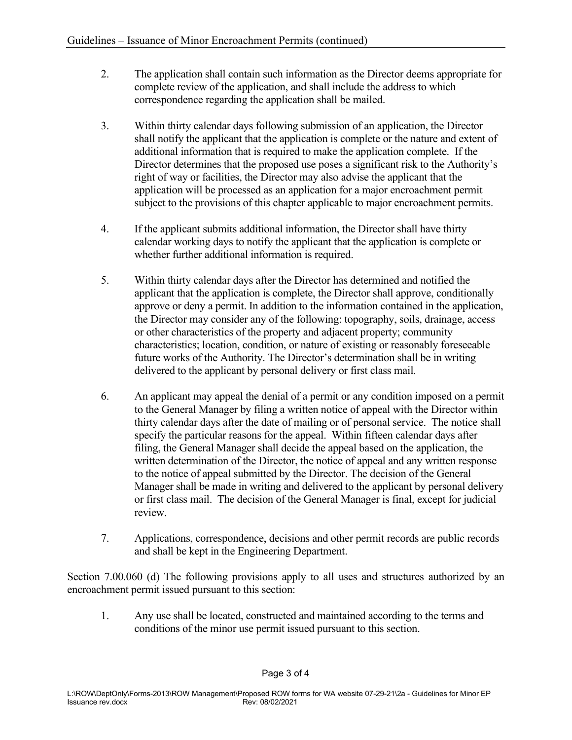2. The application shall contain such information as the Director deems appropriate for complete review of the application, and shall include the address to which correspondence regarding the application shall be mailed.

3. Within thirty calendar days following submission of an application, the Director shall notify the applicant that the application is complete or the nature and extent of additional information that is required to make the application complete. If the Director determines that the proposed use poses a significant risk to the Authority's right of way or facilities, the Director may also advise the applicant that the application will be processed as an application for a major encroachment permit subject to the provisions of this chapter applicable to major encroachment permits.

4. If the applicant submits additional information, the Director shall have thirty calendar working days to notify the applicant that the application is complete or whether further additional information is required.

5. Within thirty calendar days after the Director has determined and notified the applicant that the application is complete, the Director shall approve, conditionally approve or deny a permit. In addition to the information contained in the application, the Director may consider any of the following: topography, soils, drainage, access or other characteristics of the property and adjacent property; community characteristics; location, condition, or nature of existing or reasonably foreseeable future works of the Authority. The Director's determination shall be in writing delivered to the applicant by personal delivery or first class mail.

6. An applicant may appeal the denial of a permit or any condition imposed on a permit to the General Manager by filing a written notice of appeal with the Director within thirty calendar days after the date of mailing or of personal service. The notice shall specify the particular reasons for the appeal. Within fifteen calendar days after filing, the General Manager shall decide the appeal based on the application, the written determination of the Director, the notice of appeal and any written response to the notice of appeal submitted by the Director. The decision of the General Manager shall be made in writing and delivered to the applicant by personal delivery or first class mail. The decision of the General Manager is final, except for judicial review.

7. Applications, correspondence, decisions and other permit records are public records and shall be kept in the Engineering Department.

Section 7.00.060 (d) The following provisions apply to all uses and structures authorized by an encroachment permit issued pursuant to this section:

1. Any use shall be located, constructed and maintained according to the terms and conditions of the minor use permit issued pursuant to this section.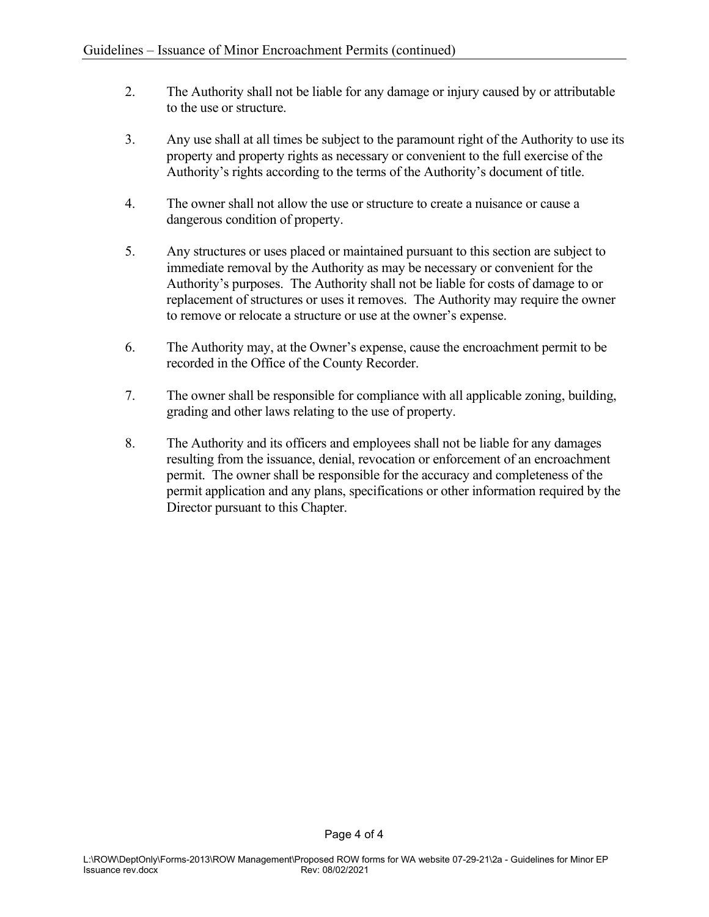2. The Authority shall not be liable for any damage or injury caused by or attributable to the use or structure.

3. Any use shall at all times be subject to the paramount right of the Authority to use its property and property rights as necessary or convenient to the full exercise of the Authority's rights according to the terms of the Authority's document of title.

4. The owner shall not allow the use or structure to create a nuisance or cause a dangerous condition of property.

5. Any structures or uses placed or maintained pursuant to this section are subject to immediate removal by the Authority as may be necessary or convenient for the Authority's purposes. The Authority shall not be liable for costs of damage to or replacement of structures or uses it removes. The Authority may require the owner to remove or relocate a structure or use at the owner's expense.

6. The Authority may, at the Owner's expense, cause the encroachment permit to be recorded in the Office of the County Recorder.

7. The owner shall be responsible for compliance with all applicable zoning, building, grading and other laws relating to the use of property.

8. The Authority and its officers and employees shall not be liable for any damages resulting from the issuance, denial, revocation or enforcement of an encroachment permit. The owner shall be responsible for the accuracy and completeness of the permit application and any plans, specifications or other information required by the Director pursuant to this Chapter.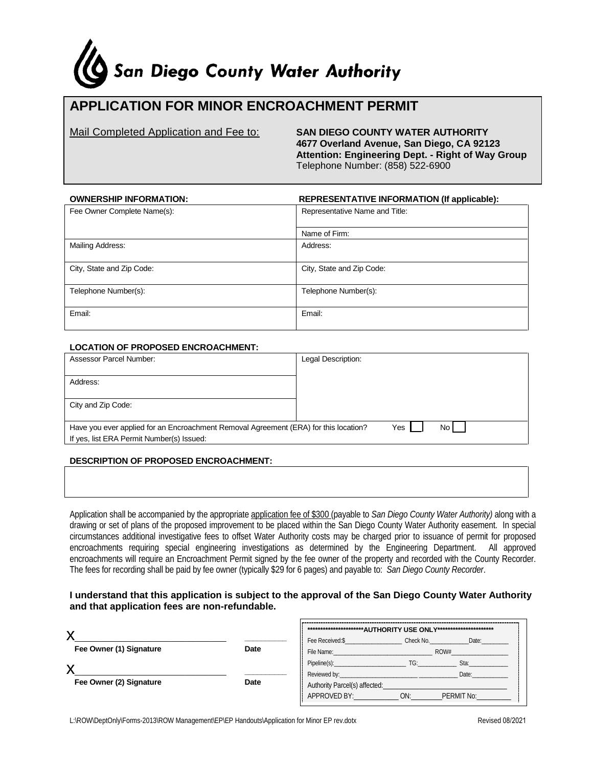# San Diego County Water Authority

## APPLICATION FOR MINOR ENCROACHMENT PERMIT

Mail Completed Application and Fee to:

**SAN DIEGO COUNTY WATER AUTHORITY**
**4677 Overland Avenue, San Diego, CA 92123**
**Attention: Engineering Dept. - Right of Way Group**
Telephone Number: (858) 522-6900

| **OWNERSHIP INFORMATION:** | **REPRESENTATIVE INFORMATION (If applicable):** |
|---|---|
| Fee Owner Complete Name(s): | Representative Name and Title: |
| | Name of Firm: |
| Mailing Address: | Address: |
| City, State and Zip Code: | City, State and Zip Code: |
| Telephone Number(s): | Telephone Number(s): |
| Email: | Email: |

**LOCATION OF PROPOSED ENCROACHMENT:**

| | |
|---|---|
| Assessor Parcel Number: | Legal Description: |
| Address: | |
| City and Zip Code: | |
| Have you ever applied for an Encroachment Removal Agreement (ERA) for this location? Yes ☐ No ☐ | |
| If yes, list ERA Permit Number(s) Issued: | |

**DESCRIPTION OF PROPOSED ENCROACHMENT:**

Application shall be accompanied by the appropriate application fee of $300 (payable to *San Diego County Water Authority)* along with a drawing or set of plans of the proposed improvement to be placed within the San Diego County Water Authority easement. In special circumstances additional investigative fees to offset Water Authority costs may be charged prior to issuance of permit for proposed encroachments requiring special engineering investigations as determined by the Engineering Department. All approved encroachments will require an Encroachment Permit signed by the fee owner of the property and recorded with the County Recorder. The fees for recording shall be paid by fee owner (typically $29 for 6 pages) and payable to: *San Diego County Recorder*.

**I understand that this application is subject to the approval of the San Diego County Water Authority and that application fees are non-refundable.**

X______________________________ __________
**Fee Owner (1) Signature** **Date**

X______________________________ __________
**Fee Owner (2) Signature** **Date**

**\*\*\*\*\*\*\*\*\*\*\*\*\*\*\*\*\*\*\*\*\*\*AUTHORITY USE ONLY\*\*\*\*\*\*\*\*\*\*\*\*\*\*\*\*\*\*\*\*\*\***

Fee Received:$__________________ Check No.____________Date:________
File Name:______________________________ ROW#_________________
Pipeline(s):________________________ TG:____________ Sta:____________
Reviewed by:________________________ ____________ Date:___________
Authority Parcel(s) affected:_______________________________
APPROVED BY:____________ ON:_________PERMIT No:_________

L:\ROW\DeptOnly\Forms-2013\ROW Management\EP\EP Handouts\Application for Minor EP rev.dotx Revised 08/2021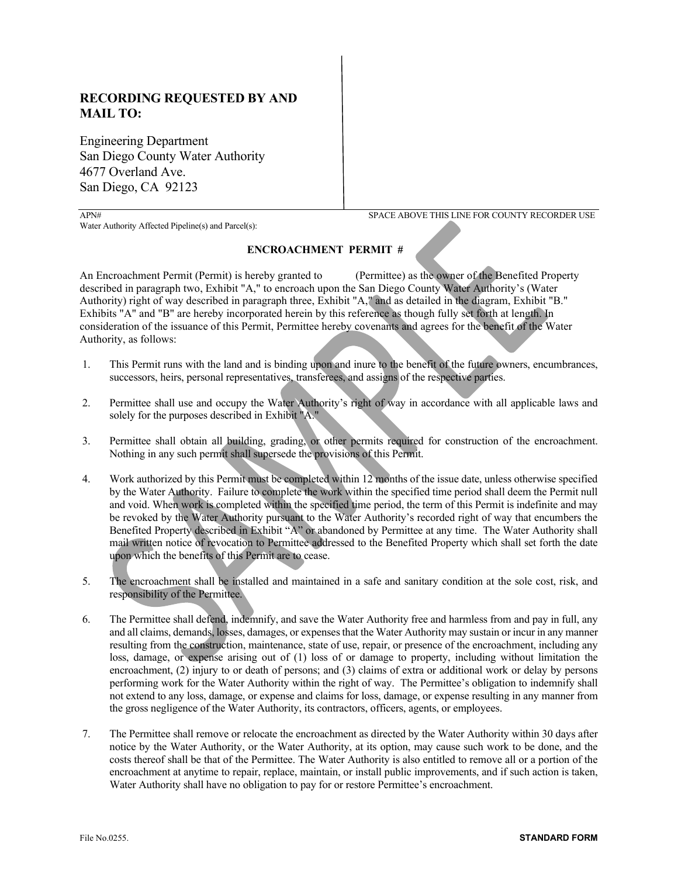**RECORDING REQUESTED BY AND MAIL TO:**

Engineering Department
San Diego County Water Authority
4677 Overland Ave.
San Diego, CA 92123

APN# SPACE ABOVE THIS LINE FOR COUNTY RECORDER USE

Water Authority Affected Pipeline(s) and Parcel(s):

**ENCROACHMENT PERMIT #**

An Encroachment Permit (Permit) is hereby granted to (Permittee) as the owner of the Benefited Property described in paragraph two, Exhibit "A," to encroach upon the San Diego County Water Authority's (Water Authority) right of way described in paragraph three, Exhibit "A," and as detailed in the diagram, Exhibit "B." Exhibits "A" and "B" are hereby incorporated herein by this reference as though fully set forth at length. In consideration of the issuance of this Permit, Permittee hereby covenants and agrees for the benefit of the Water Authority, as follows:

1. This Permit runs with the land and is binding upon and inure to the benefit of the future owners, encumbrances, successors, heirs, personal representatives, transferees, and assigns of the respective parties.

2. Permittee shall use and occupy the Water Authority's right of way in accordance with all applicable laws and solely for the purposes described in Exhibit "A."

3. Permittee shall obtain all building, grading, or other permits required for construction of the encroachment. Nothing in any such permit shall supersede the provisions of this Permit.

4. Work authorized by this Permit must be completed within 12 months of the issue date, unless otherwise specified by the Water Authority. Failure to complete the work within the specified time period shall deem the Permit null and void. When work is completed within the specified time period, the term of this Permit is indefinite and may be revoked by the Water Authority pursuant to the Water Authority's recorded right of way that encumbers the Benefited Property described in Exhibit "A" or abandoned by Permittee at any time. The Water Authority shall mail written notice of revocation to Permittee addressed to the Benefited Property which shall set forth the date upon which the benefits of this Permit are to cease.

5. The encroachment shall be installed and maintained in a safe and sanitary condition at the sole cost, risk, and responsibility of the Permittee.

6. The Permittee shall defend, indemnify, and save the Water Authority free and harmless from and pay in full, any and all claims, demands, losses, damages, or expenses that the Water Authority may sustain or incur in any manner resulting from the construction, maintenance, state of use, repair, or presence of the encroachment, including any loss, damage, or expense arising out of (1) loss of or damage to property, including without limitation the encroachment, (2) injury to or death of persons; and (3) claims of extra or additional work or delay by persons performing work for the Water Authority within the right of way. The Permittee's obligation to indemnify shall not extend to any loss, damage, or expense and claims for loss, damage, or expense resulting in any manner from the gross negligence of the Water Authority, its contractors, officers, agents, or employees.

7. The Permittee shall remove or relocate the encroachment as directed by the Water Authority within 30 days after notice by the Water Authority, or the Water Authority, at its option, may cause such work to be done, and the costs thereof shall be that of the Permittee. The Water Authority is also entitled to remove all or a portion of the encroachment at anytime to repair, replace, maintain, or install public improvements, and if such action is taken, Water Authority shall have no obligation to pay for or restore Permittee's encroachment.

File No.0255. **STANDARD FORM**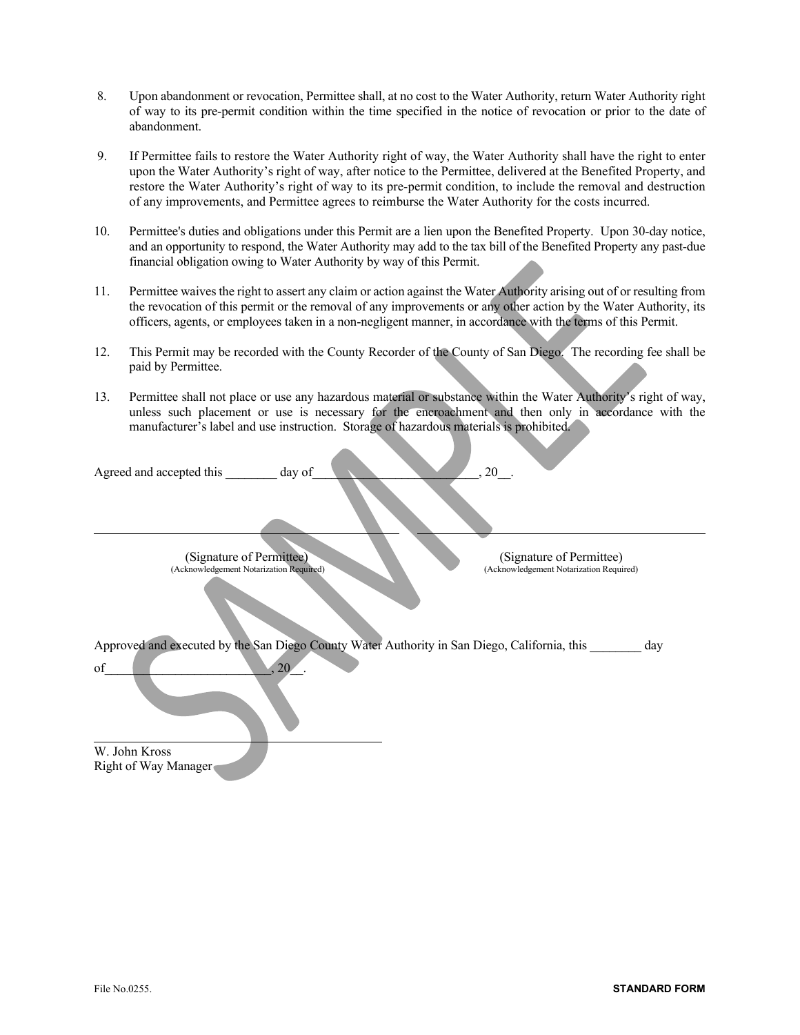8. Upon abandonment or revocation, Permittee shall, at no cost to the Water Authority, return Water Authority right of way to its pre-permit condition within the time specified in the notice of revocation or prior to the date of abandonment.

9. If Permittee fails to restore the Water Authority right of way, the Water Authority shall have the right to enter upon the Water Authority's right of way, after notice to the Permittee, delivered at the Benefited Property, and restore the Water Authority's right of way to its pre-permit condition, to include the removal and destruction of any improvements, and Permittee agrees to reimburse the Water Authority for the costs incurred.

10. Permittee's duties and obligations under this Permit are a lien upon the Benefited Property. Upon 30-day notice, and an opportunity to respond, the Water Authority may add to the tax bill of the Benefited Property any past-due financial obligation owing to Water Authority by way of this Permit.

11. Permittee waives the right to assert any claim or action against the Water Authority arising out of or resulting from the revocation of this permit or the removal of any improvements or any other action by the Water Authority, its officers, agents, or employees taken in a non-negligent manner, in accordance with the terms of this Permit.

12. This Permit may be recorded with the County Recorder of the County of San Diego. The recording fee shall be paid by Permittee.

13. Permittee shall not place or use any hazardous material or substance within the Water Authority's right of way, unless such placement or use is necessary for the encroachment and then only in accordance with the manufacturer's label and use instruction. Storage of hazardous materials is prohibited.

Agreed and accepted this ________ day of_________________________, 20__.

______________________________________________ ______________________________________________

(Signature of Permittee)
(Acknowledgement Notarization Required)

(Signature of Permittee)
(Acknowledgement Notarization Required)

Approved and executed by the San Diego County Water Authority in San Diego, California, this ________ day of_________________________, 20__.

______________________________________________

W. John Kross
Right of Way Manager

File No.0255.

**STANDARD FORM**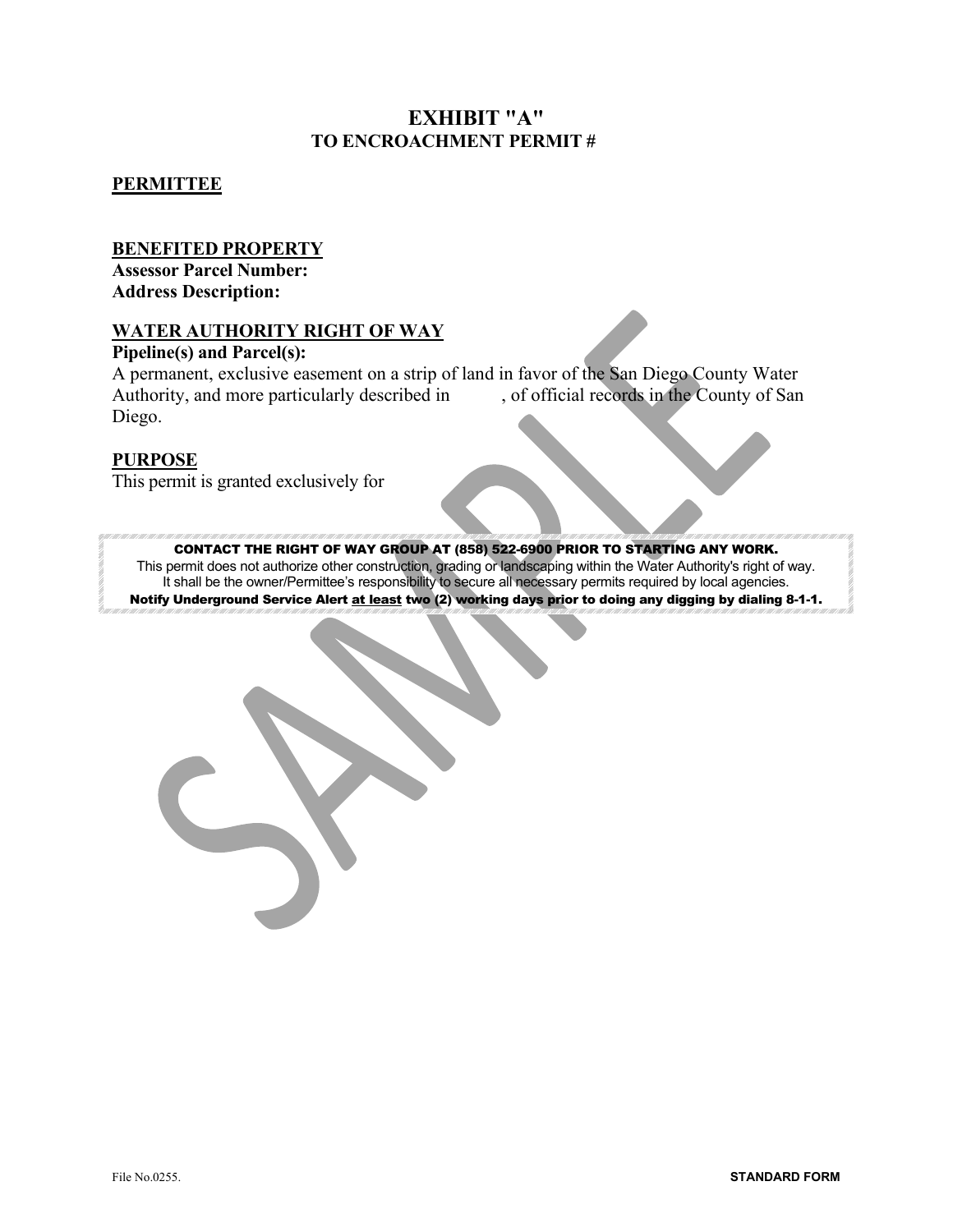# EXHIBIT "A"
## TO ENCROACHMENT PERMIT #

**PERMITTEE**

**BENEFITED PROPERTY**
**Assessor Parcel Number:**
**Address Description:**

**WATER AUTHORITY RIGHT OF WAY**
**Pipeline(s) and Parcel(s):**
A permanent, exclusive easement on a strip of land in favor of the San Diego County Water Authority, and more particularly described in , of official records in the County of San Diego.

**PURPOSE**
This permit is granted exclusively for

**CONTACT THE RIGHT OF WAY GROUP AT (858) 522-6900 PRIOR TO STARTING ANY WORK.**
This permit does not authorize other construction, grading or landscaping within the Water Authority's right of way.
It shall be the owner/Permittee's responsibility to secure all necessary permits required by local agencies.
**Notify Underground Service Alert at least two (2) working days prior to doing any digging by dialing 8-1-1.**

File No.0255. **STANDARD FORM**